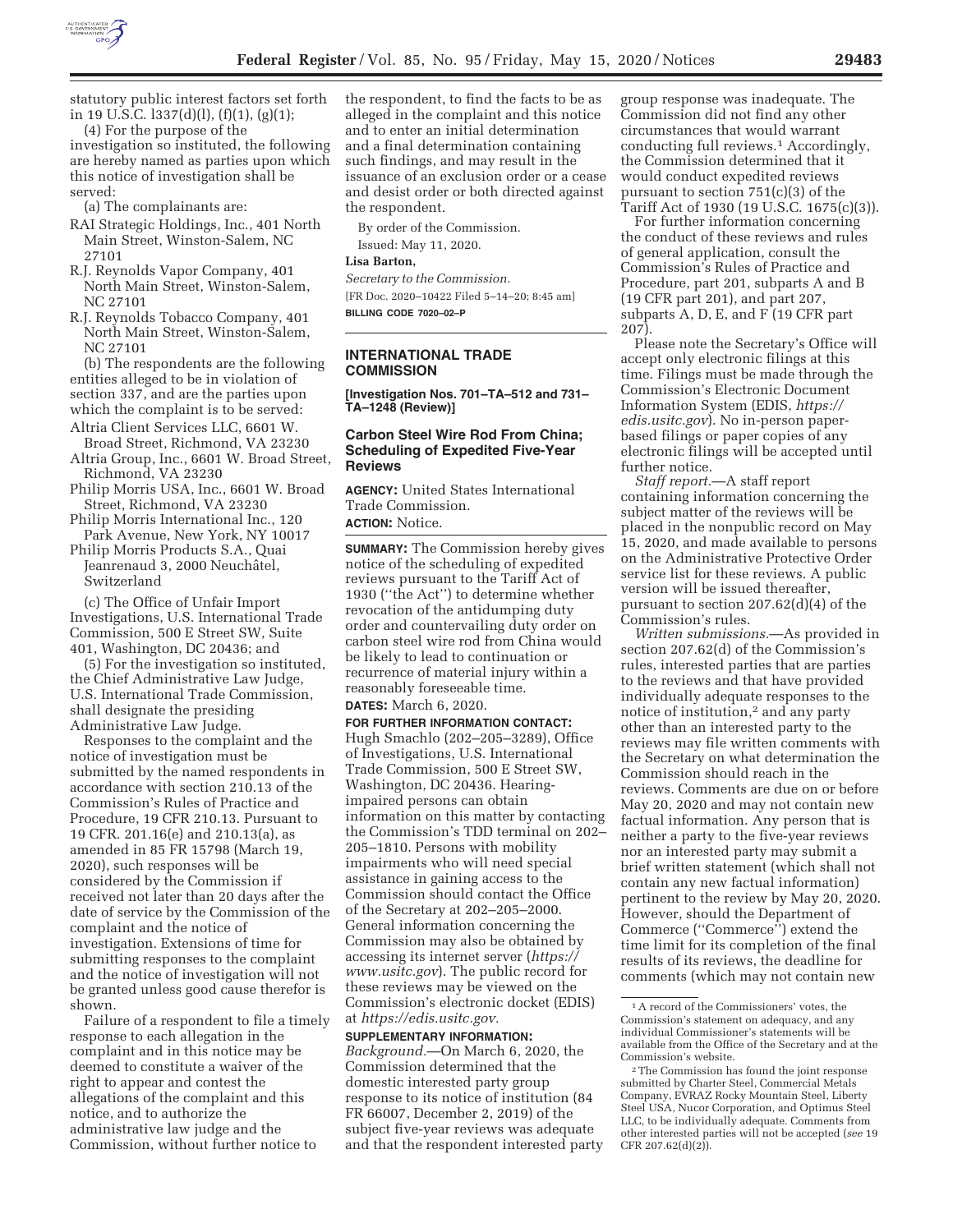statutory public interest factors set forth in 19 U.S.C. 1337(d)(l), (f)(1), (g)(1);

(4) For the purpose of the investigation so instituted, the following are hereby named as parties upon which this notice of investigation shall be served:

(a) The complainants are:

RAI Strategic Holdings, Inc., 401 North Main Street, Winston-Salem, NC 27101

R.J. Reynolds Vapor Company, 401 North Main Street, Winston-Salem, NC 27101

R.J. Reynolds Tobacco Company, 401 North Main Street, Winston-Salem, NC 27101

(b) The respondents are the following entities alleged to be in violation of section 337, and are the parties upon which the complaint is to be served:

Altria Client Services LLC, 6601 W. Broad Street, Richmond, VA 23230

Altria Group, Inc., 6601 W. Broad Street, Richmond, VA 23230

Philip Morris USA, Inc., 6601 W. Broad Street, Richmond, VA 23230

Philip Morris International Inc., 120 Park Avenue, New York, NY 10017

Philip Morris Products S.A., Quai Jeanrenaud 3, 2000 Neuchâtel, Switzerland

(c) The Office of Unfair Import Investigations, U.S. International Trade Commission, 500 E Street SW, Suite 401, Washington, DC 20436; and

(5) For the investigation so instituted, the Chief Administrative Law Judge, U.S. International Trade Commission, shall designate the presiding Administrative Law Judge.

Responses to the complaint and the notice of investigation must be submitted by the named respondents in accordance with section 210.13 of the Commission's Rules of Practice and Procedure, 19 CFR 210.13. Pursuant to 19 CFR. 201.16(e) and 210.13(a), as amended in 85 FR 15798 (March 19, 2020), such responses will be considered by the Commission if received not later than 20 days after the date of service by the Commission of the complaint and the notice of investigation. Extensions of time for submitting responses to the complaint and the notice of investigation will not be granted unless good cause therefor is shown.

Failure of a respondent to file a timely response to each allegation in the complaint and in this notice may be deemed to constitute a waiver of the right to appear and contest the allegations of the complaint and this notice, and to authorize the administrative law judge and the Commission, without further notice to the respondent, to find the facts to be as alleged in the complaint and this notice and to enter an initial determination and a final determination containing such findings, and may result in the issuance of an exclusion order or a cease and desist order or both directed against the respondent.

By order of the Commission.

Issued: May 11, 2020.

**Lisa Barton,**

*Secretary to the Commission.*

[FR Doc. 2020–10422 Filed 5–14–20; 8:45 am]

**BILLING CODE 7020–02–P**

## INTERNATIONAL TRADE COMMISSION

**[Investigation Nos. 701–TA–512 and 731–TA–1248 (Review)]**

### Carbon Steel Wire Rod From China; Scheduling of Expedited Five-Year Reviews

**AGENCY:** United States International Trade Commission.

**ACTION:** Notice.

**SUMMARY:** The Commission hereby gives notice of the scheduling of expedited reviews pursuant to the Tariff Act of 1930 (''the Act'') to determine whether revocation of the antidumping duty order and countervailing duty order on carbon steel wire rod from China would be likely to lead to continuation or recurrence of material injury within a reasonably foreseeable time.

**DATES:** March 6, 2020.

**FOR FURTHER INFORMATION CONTACT:** Hugh Smachlo (202–205–3289), Office of Investigations, U.S. International Trade Commission, 500 E Street SW, Washington, DC 20436. Hearing-impaired persons can obtain information on this matter by contacting the Commission's TDD terminal on 202–205–1810. Persons with mobility impairments who will need special assistance in gaining access to the Commission should contact the Office of the Secretary at 202–205–2000. General information concerning the Commission may also be obtained by accessing its internet server (*https://www.usitc.gov*). The public record for these reviews may be viewed on the Commission's electronic docket (EDIS) at *https://edis.usitc.gov.*

**SUPPLEMENTARY INFORMATION:**

*Background.*—On March 6, 2020, the Commission determined that the domestic interested party group response to its notice of institution (84 FR 66007, December 2, 2019) of the subject five-year reviews was adequate and that the respondent interested party group response was inadequate. The Commission did not find any other circumstances that would warrant conducting full reviews.[1] Accordingly, the Commission determined that it would conduct expedited reviews pursuant to section 751(c)(3) of the Tariff Act of 1930 (19 U.S.C. 1675(c)(3)).

For further information concerning the conduct of these reviews and rules of general application, consult the Commission's Rules of Practice and Procedure, part 201, subparts A and B (19 CFR part 201), and part 207, subparts A, D, E, and F (19 CFR part 207).

Please note the Secretary's Office will accept only electronic filings at this time. Filings must be made through the Commission's Electronic Document Information System (EDIS, *https://edis.usitc.gov*). No in-person paper-based filings or paper copies of any electronic filings will be accepted until further notice.

*Staff report.*—A staff report containing information concerning the subject matter of the reviews will be placed in the nonpublic record on May 15, 2020, and made available to persons on the Administrative Protective Order service list for these reviews. A public version will be issued thereafter, pursuant to section 207.62(d)(4) of the Commission's rules.

*Written submissions.*—As provided in section 207.62(d) of the Commission's rules, interested parties that are parties to the reviews and that have provided individually adequate responses to the notice of institution,[2] and any party other than an interested party to the reviews may file written comments with the Secretary on what determination the Commission should reach in the reviews. Comments are due on or before May 20, 2020 and may not contain new factual information. Any person that is neither a party to the five-year reviews nor an interested party may submit a brief written statement (which shall not contain any new factual information) pertinent to the review by May 20, 2020. However, should the Department of Commerce (''Commerce'') extend the time limit for its completion of the final results of its reviews, the deadline for comments (which may not contain new

[1] A record of the Commissioners' votes, the Commission's statement on adequacy, and any individual Commissioner's statements will be available from the Office of the Secretary and at the Commission's website.

[2] The Commission has found the joint response submitted by Charter Steel, Commercial Metals Company, EVRAZ Rocky Mountain Steel, Liberty Steel USA, Nucor Corporation, and Optimus Steel LLC, to be individually adequate. Comments from other interested parties will not be accepted (*see* 19 CFR 207.62(d)(2)).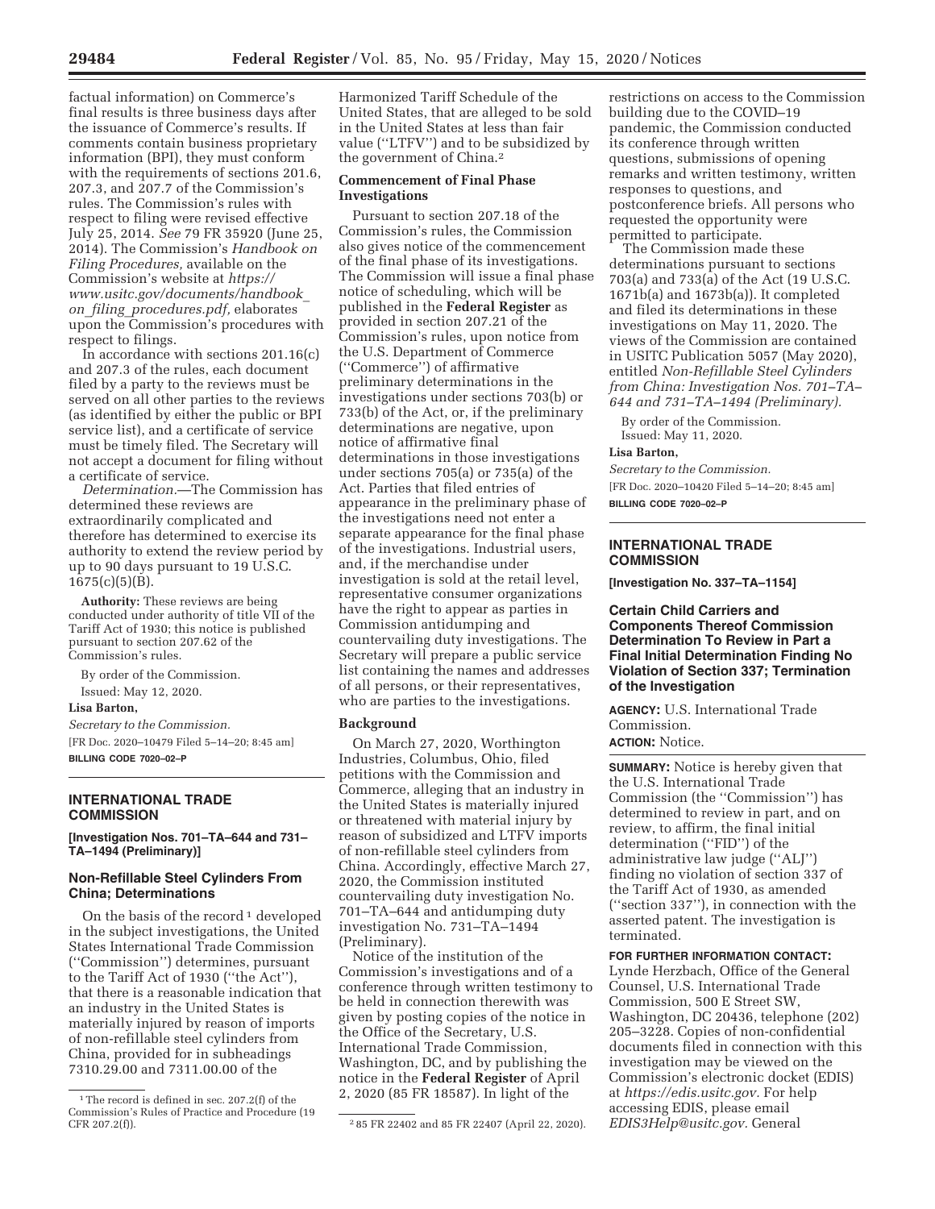factual information) on Commerce's final results is three business days after the issuance of Commerce's results. If comments contain business proprietary information (BPI), they must conform with the requirements of sections 201.6, 207.3, and 207.7 of the Commission's rules. The Commission's rules with respect to filing were revised effective July 25, 2014. *See* 79 FR 35920 (June 25, 2014). The Commission's *Handbook on Filing Procedures,* available on the Commission's website at *https://www.usitc.gov/documents/handbook_on_filing_procedures.pdf,* elaborates upon the Commission's procedures with respect to filings.

In accordance with sections 201.16(c) and 207.3 of the rules, each document filed by a party to the reviews must be served on all other parties to the reviews (as identified by either the public or BPI service list), and a certificate of service must be timely filed. The Secretary will not accept a document for filing without a certificate of service.

*Determination.*—The Commission has determined these reviews are extraordinarily complicated and therefore has determined to exercise its authority to extend the review period by up to 90 days pursuant to 19 U.S.C. 1675(c)(5)(B).

**Authority:** These reviews are being conducted under authority of title VII of the Tariff Act of 1930; this notice is published pursuant to section 207.62 of the Commission's rules.

By order of the Commission.

Issued: May 12, 2020.

**Lisa Barton,**

*Secretary to the Commission.*

[FR Doc. 2020–10479 Filed 5–14–20; 8:45 am]

**BILLING CODE 7020–02–P**

## INTERNATIONAL TRADE COMMISSION

**[Investigation Nos. 701–TA–644 and 731–TA–1494 (Preliminary)]**

### Non-Refillable Steel Cylinders From China; Determinations

On the basis of the record[1] developed in the subject investigations, the United States International Trade Commission (''Commission'') determines, pursuant to the Tariff Act of 1930 (''the Act''), that there is a reasonable indication that an industry in the United States is materially injured by reason of imports of non-refillable steel cylinders from China, provided for in subheadings 7310.29.00 and 7311.00.00 of the Harmonized Tariff Schedule of the United States, that are alleged to be sold in the United States at less than fair value (''LTFV'') and to be subsidized by the government of China.[2]

[1] The record is defined in sec. 207.2(f) of the Commission's Rules of Practice and Procedure (19 CFR 207.2(f)).

[2] 85 FR 22402 and 85 FR 22407 (April 22, 2020).

#### Commencement of Final Phase Investigations

Pursuant to section 207.18 of the Commission's rules, the Commission also gives notice of the commencement of the final phase of its investigations. The Commission will issue a final phase notice of scheduling, which will be published in the **Federal Register** as provided in section 207.21 of the Commission's rules, upon notice from the U.S. Department of Commerce (''Commerce'') of affirmative preliminary determinations in the investigations under sections 703(b) or 733(b) of the Act, or, if the preliminary determinations are negative, upon notice of affirmative final determinations in those investigations under sections 705(a) or 735(a) of the Act. Parties that filed entries of appearance in the preliminary phase of the investigations need not enter a separate appearance for the final phase of the investigations. Industrial users, and, if the merchandise under investigation is sold at the retail level, representative consumer organizations have the right to appear as parties in Commission antidumping and countervailing duty investigations. The Secretary will prepare a public service list containing the names and addresses of all persons, or their representatives, who are parties to the investigations.

#### Background

On March 27, 2020, Worthington Industries, Columbus, Ohio, filed petitions with the Commission and Commerce, alleging that an industry in the United States is materially injured or threatened with material injury by reason of subsidized and LTFV imports of non-refillable steel cylinders from China. Accordingly, effective March 27, 2020, the Commission instituted countervailing duty investigation No. 701–TA–644 and antidumping duty investigation No. 731–TA–1494 (Preliminary).

Notice of the institution of the Commission's investigations and of a conference through written testimony to be held in connection therewith was given by posting copies of the notice in the Office of the Secretary, U.S. International Trade Commission, Washington, DC, and by publishing the notice in the **Federal Register** of April 2, 2020 (85 FR 18587). In light of the restrictions on access to the Commission building due to the COVID–19 pandemic, the Commission conducted its conference through written questions, submissions of opening remarks and written testimony, written responses to questions, and postconference briefs. All persons who requested the opportunity were permitted to participate.

The Commission made these determinations pursuant to sections 703(a) and 733(a) of the Act (19 U.S.C. 1671b(a) and 1673b(a)). It completed and filed its determinations in these investigations on May 11, 2020. The views of the Commission are contained in USITC Publication 5057 (May 2020), entitled *Non-Refillable Steel Cylinders from China: Investigation Nos. 701–TA–644 and 731–TA–1494 (Preliminary).*

By order of the Commission.

Issued: May 11, 2020.

**Lisa Barton,**

*Secretary to the Commission.*

[FR Doc. 2020–10420 Filed 5–14–20; 8:45 am]

**BILLING CODE 7020–02–P**

## INTERNATIONAL TRADE COMMISSION

**[Investigation No. 337–TA–1154]**

### Certain Child Carriers and Components Thereof Commission Determination To Review in Part a Final Initial Determination Finding No Violation of Section 337; Termination of the Investigation

**AGENCY:** U.S. International Trade Commission.

**ACTION:** Notice.

**SUMMARY:** Notice is hereby given that the U.S. International Trade Commission (the ''Commission'') has determined to review in part, and on review, to affirm, the final initial determination (''FID'') of the administrative law judge (''ALJ'') finding no violation of section 337 of the Tariff Act of 1930, as amended (''section 337''), in connection with the asserted patent. The investigation is terminated.

**FOR FURTHER INFORMATION CONTACT:** Lynde Herzbach, Office of the General Counsel, U.S. International Trade Commission, 500 E Street SW, Washington, DC 20436, telephone (202) 205–3228. Copies of non-confidential documents filed in connection with this investigation may be viewed on the Commission's electronic docket (EDIS) at *https://edis.usitc.gov.* For help accessing EDIS, please email *EDIS3Help@usitc.gov.* General